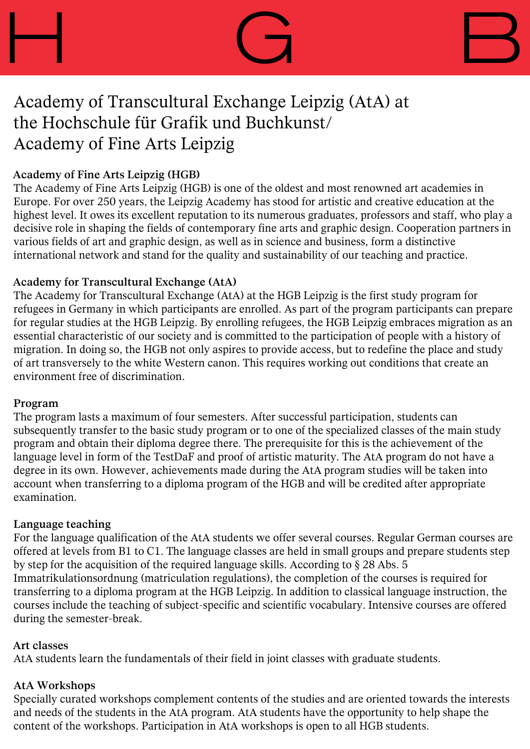# H G B

## Academy of Transcultural Exchange Leipzig (AtA) at the Hochschule für Grafik und Buchkunst/ Academy of Fine Arts Leipzig

### Academy of Fine Arts Leipzig (HGB)

The Academy of Fine Arts Leipzig (HGB) is one of the oldest and most renowned art academies in Europe. For over 250 years, the Leipzig Academy has stood for artistic and creative education at the highest level. It owes its excellent reputation to its numerous graduates, professors and staff, who play a decisive role in shaping the fields of contemporary fine arts and graphic design. Cooperation partners in various fields of art and graphic design, as well as in science and business, form a distinctive international network and stand for the quality and sustainability of our teaching and practice.

### Academy for Transcultural Exchange (AtA)

The Academy for Transcultural Exchange (AtA) at the HGB Leipzig is the first study program for refugees in Germany in which participants are enrolled. As part of the program participants can prepare for regular studies at the HGB Leipzig. By enrolling refugees, the HGB Leipzig embraces migration as an essential characteristic of our society and is committed to the participation of people with a history of migration. In doing so, the HGB not only aspires to provide access, but to redefine the place and study of art transversely to the white Western canon. This requires working out conditions that create an environment free of discrimination.

### Program

The program lasts a maximum of four semesters. After successful participation, students can subsequently transfer to the basic study program or to one of the specialized classes of the main study program and obtain their diploma degree there. The prerequisite for this is the achievement of the language level in form of the TestDaF and proof of artistic maturity. The AtA program do not have a degree in its own. However, achievements made during the AtA program studies will be taken into account when transferring to a diploma program of the HGB and will be credited after appropriate examination.

### Language teaching

For the language qualification of the AtA students we offer several courses. Regular German courses are offered at levels from B1 to C1. The language classes are held in small groups and prepare students step by step for the acquisition of the required language skills. According to § 28 Abs. 5 Immatrikulationsordnung (matriculation regulations), the completion of the courses is required for transferring to a diploma program at the HGB Leipzig. In addition to classical language instruction, the courses include the teaching of subject-specific and scientific vocabulary. Intensive courses are offered during the semester-break.

### Art classes

AtA students learn the fundamentals of their field in joint classes with graduate students.

### AtA Workshops

Specially curated workshops complement contents of the studies and are oriented towards the interests and needs of the students in the AtA program. AtA students have the opportunity to help shape the content of the workshops. Participation in AtA workshops is open to all HGB students.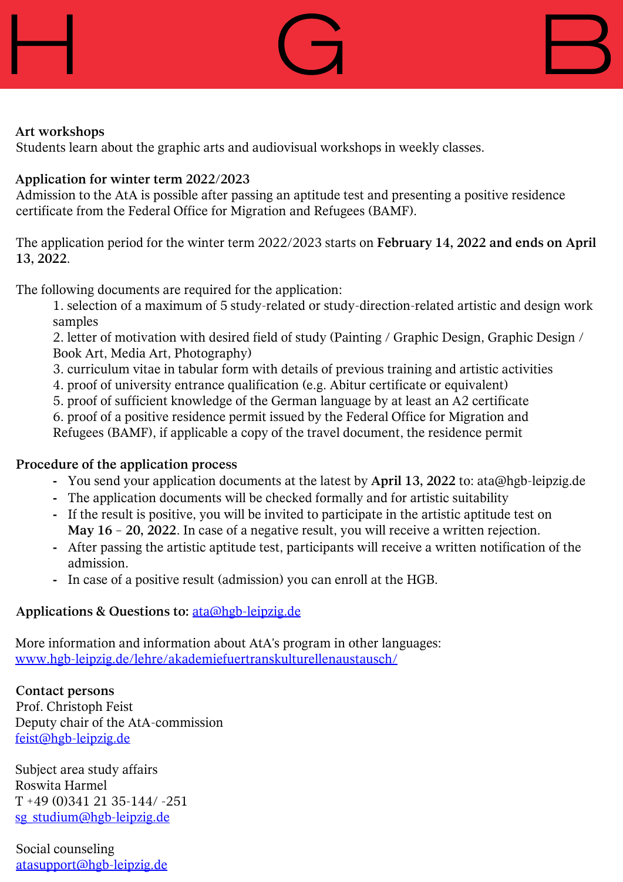**Art workshops**
Students learn about the graphic arts and audiovisual workshops in weekly classes.

**Application for winter term 2022/2023**
Admission to the AtA is possible after passing an aptitude test and presenting a positive residence certificate from the Federal Office for Migration and Refugees (BAMF).

The application period for the winter term 2022/2023 starts on **February 14, 2022 and ends on April 13, 2022**.

The following documents are required for the application:

1. selection of a maximum of 5 study-related or study-direction-related artistic and design work samples
2. letter of motivation with desired field of study (Painting / Graphic Design, Graphic Design / Book Art, Media Art, Photography)
3. curriculum vitae in tabular form with details of previous training and artistic activities
4. proof of university entrance qualification (e.g. Abitur certificate or equivalent)
5. proof of sufficient knowledge of the German language by at least an A2 certificate
6. proof of a positive residence permit issued by the Federal Office for Migration and Refugees (BAMF), if applicable a copy of the travel document, the residence permit

**Procedure of the application process**

- You send your application documents at the latest by **April 13, 2022** to: ata@hgb-leipzig.de
- The application documents will be checked formally and for artistic suitability
- If the result is positive, you will be invited to participate in the artistic aptitude test on **May 16 – 20, 2022**. In case of a negative result, you will receive a written rejection.
- After passing the artistic aptitude test, participants will receive a written notification of the admission.
- In case of a positive result (admission) you can enroll at the HGB.

**Applications & Questions to:** ata@hgb-leipzig.de

More information and information about AtA's program in other languages:
www.hgb-leipzig.de/lehre/akademiefuertranskulturellenaustausch/

**Contact persons**
Prof. Christoph Feist
Deputy chair of the AtA-commission
feist@hgb-leipzig.de

Subject area study affairs
Roswita Harmel
T +49 (0)341 21 35-144/ -251
sg_studium@hgb-leipzig.de

Social counseling
atasupport@hgb-leipzig.de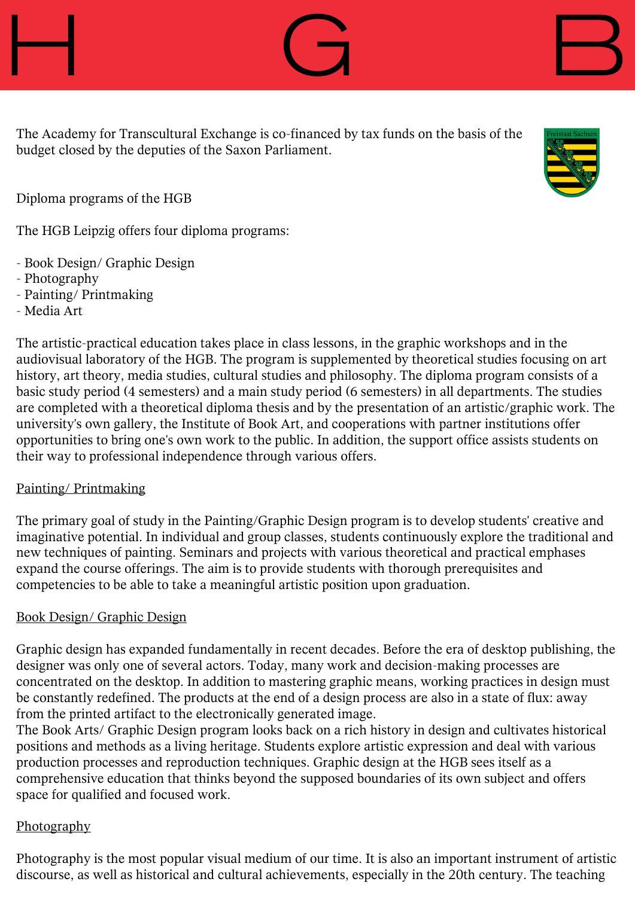# H G B

The Academy for Transcultural Exchange is co-financed by tax funds on the basis of the budget closed by the deputies of the Saxon Parliament.

Diploma programs of the HGB

The HGB Leipzig offers four diploma programs:

- Book Design/ Graphic Design
- Photography
- Painting/ Printmaking
- Media Art

The artistic-practical education takes place in class lessons, in the graphic workshops and in the audiovisual laboratory of the HGB. The program is supplemented by theoretical studies focusing on art history, art theory, media studies, cultural studies and philosophy. The diploma program consists of a basic study period (4 semesters) and a main study period (6 semesters) in all departments. The studies are completed with a theoretical diploma thesis and by the presentation of an artistic/graphic work. The university's own gallery, the Institute of Book Art, and cooperations with partner institutions offer opportunities to bring one's own work to the public. In addition, the support office assists students on their way to professional independence through various offers.

## Painting/ Printmaking

The primary goal of study in the Painting/Graphic Design program is to develop students' creative and imaginative potential. In individual and group classes, students continuously explore the traditional and new techniques of painting. Seminars and projects with various theoretical and practical emphases expand the course offerings. The aim is to provide students with thorough prerequisites and competencies to be able to take a meaningful artistic position upon graduation.

## Book Design/ Graphic Design

Graphic design has expanded fundamentally in recent decades. Before the era of desktop publishing, the designer was only one of several actors. Today, many work and decision-making processes are concentrated on the desktop. In addition to mastering graphic means, working practices in design must be constantly redefined. The products at the end of a design process are also in a state of flux: away from the printed artifact to the electronically generated image.
The Book Arts/ Graphic Design program looks back on a rich history in design and cultivates historical positions and methods as a living heritage. Students explore artistic expression and deal with various production processes and reproduction techniques. Graphic design at the HGB sees itself as a comprehensive education that thinks beyond the supposed boundaries of its own subject and offers space for qualified and focused work.

## Photography

Photography is the most popular visual medium of our time. It is also an important instrument of artistic discourse, as well as historical and cultural achievements, especially in the 20th century. The teaching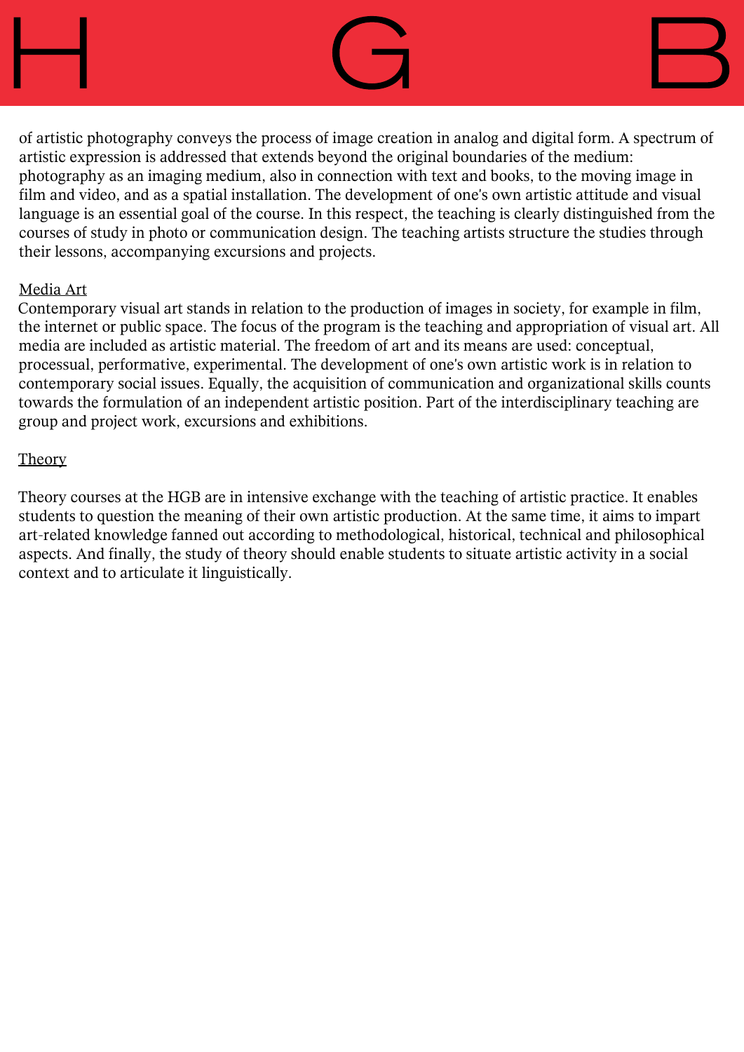of artistic photography conveys the process of image creation in analog and digital form. A spectrum of artistic expression is addressed that extends beyond the original boundaries of the medium: photography as an imaging medium, also in connection with text and books, to the moving image in film and video, and as a spatial installation. The development of one's own artistic attitude and visual language is an essential goal of the course. In this respect, the teaching is clearly distinguished from the courses of study in photo or communication design. The teaching artists structure the studies through their lessons, accompanying excursions and projects.

## Media Art

Contemporary visual art stands in relation to the production of images in society, for example in film, the internet or public space. The focus of the program is the teaching and appropriation of visual art. All media are included as artistic material. The freedom of art and its means are used: conceptual, processual, performative, experimental. The development of one's own artistic work is in relation to contemporary social issues. Equally, the acquisition of communication and organizational skills counts towards the formulation of an independent artistic position. Part of the interdisciplinary teaching are group and project work, excursions and exhibitions.

## Theory

Theory courses at the HGB are in intensive exchange with the teaching of artistic practice. It enables students to question the meaning of their own artistic production. At the same time, it aims to impart art-related knowledge fanned out according to methodological, historical, technical and philosophical aspects. And finally, the study of theory should enable students to situate artistic activity in a social context and to articulate it linguistically.